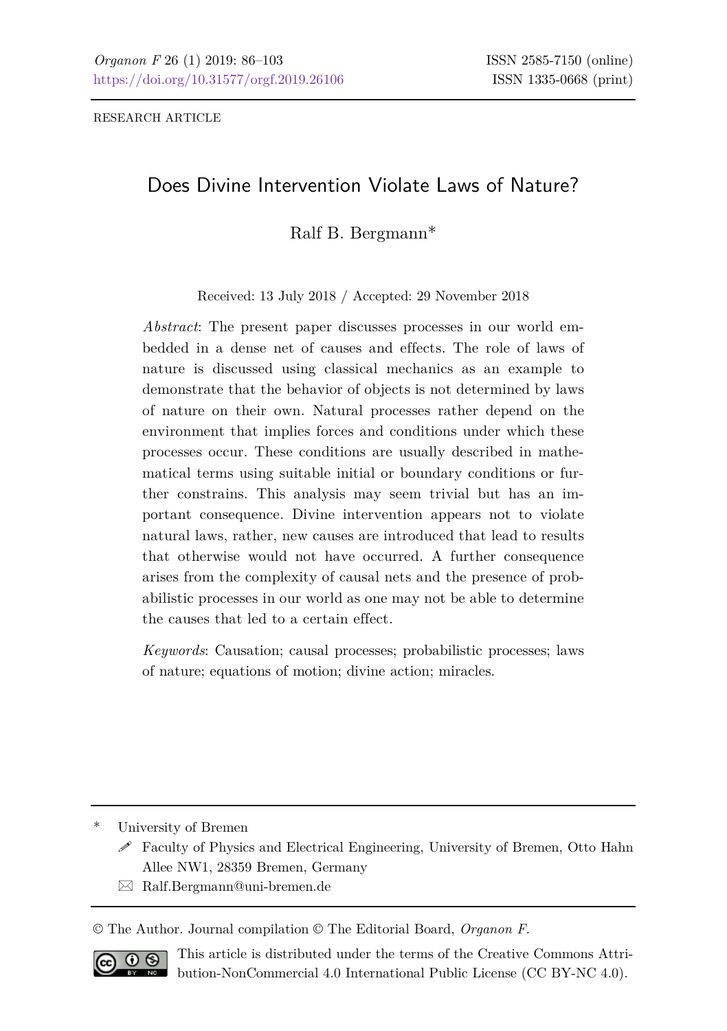RESEARCH ARTICLE

# Does Divine Intervention Violate Laws of Nature?

Ralf B. Bergmann*

Received: 13 July 2018 / Accepted: 29 November 2018

*Abstract*: The present paper discusses processes in our world embedded in a dense net of causes and effects. The role of laws of nature is discussed using classical mechanics as an example to demonstrate that the behavior of objects is not determined by laws of nature on their own. Natural processes rather depend on the environment that implies forces and conditions under which these processes occur. These conditions are usually described in mathematical terms using suitable initial or boundary conditions or further constrains. This analysis may seem trivial but has an important consequence. Divine intervention appears not to violate natural laws, rather, new causes are introduced that lead to results that otherwise would not have occurred. A further consequence arises from the complexity of causal nets and the presence of probabilistic processes in our world as one may not be able to determine the causes that led to a certain effect.

*Keywords*: Causation; causal processes; probabilistic processes; laws of nature; equations of motion; divine action; miracles.

---

\* University of Bremen

Faculty of Physics and Electrical Engineering, University of Bremen, Otto Hahn Allee NW1, 28359 Bremen, Germany

Ralf.Bergmann@uni-bremen.de

© The Author. Journal compilation © The Editorial Board, *Organon F*.

This article is distributed under the terms of the Creative Commons Attribution-NonCommercial 4.0 International Public License (CC BY-NC 4.0).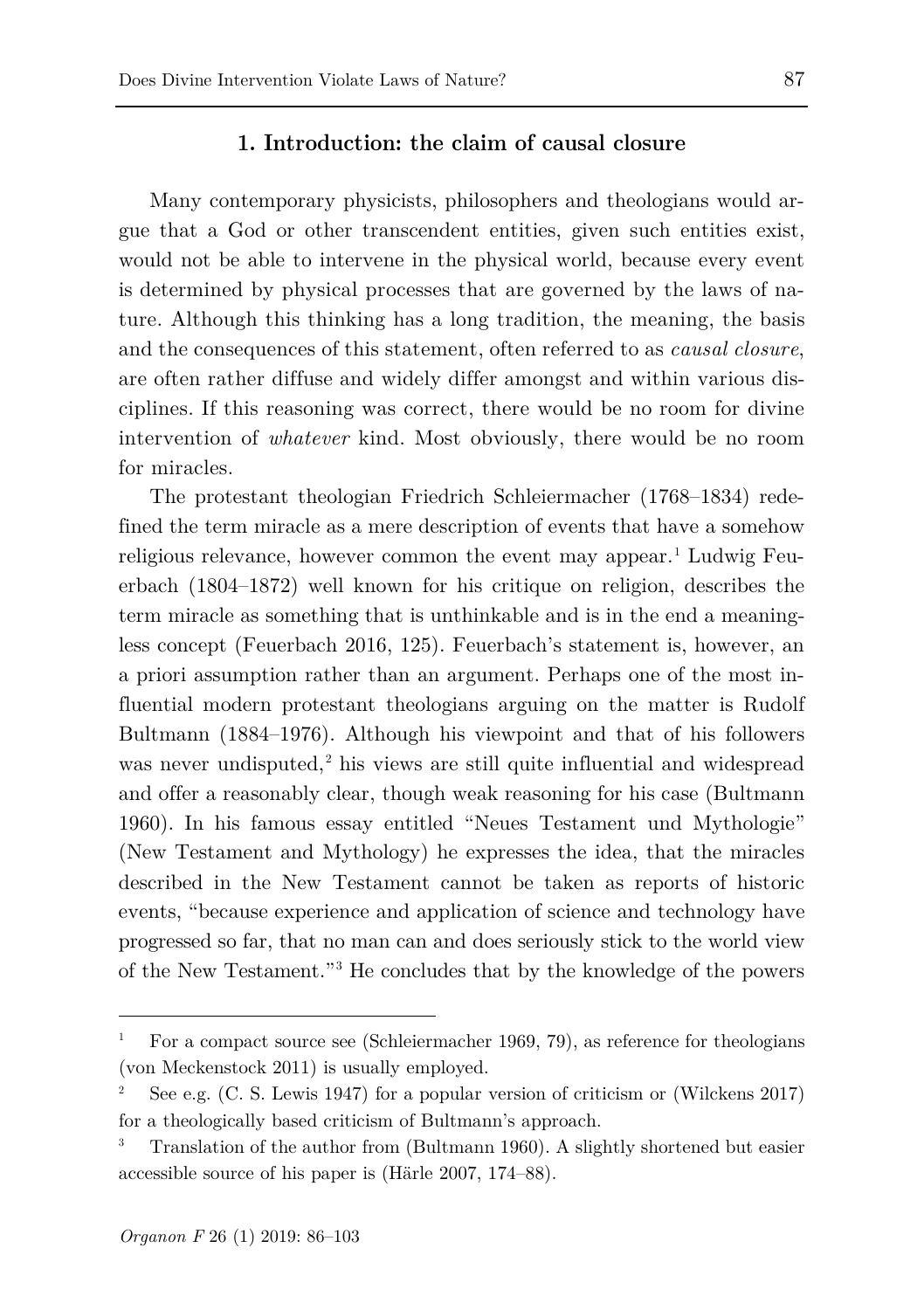## 1. Introduction: the claim of causal closure

Many contemporary physicists, philosophers and theologians would argue that a God or other transcendent entities, given such entities exist, would not be able to intervene in the physical world, because every event is determined by physical processes that are governed by the laws of nature. Although this thinking has a long tradition, the meaning, the basis and the consequences of this statement, often referred to as *causal closure*, are often rather diffuse and widely differ amongst and within various disciplines. If this reasoning was correct, there would be no room for divine intervention of *whatever* kind. Most obviously, there would be no room for miracles.

The protestant theologian Friedrich Schleiermacher (1768–1834) redefined the term miracle as a mere description of events that have a somehow religious relevance, however common the event may appear.[1] Ludwig Feuerbach (1804–1872) well known for his critique on religion, describes the term miracle as something that is unthinkable and is in the end a meaningless concept (Feuerbach 2016, 125). Feuerbach's statement is, however, an a priori assumption rather than an argument. Perhaps one of the most influential modern protestant theologians arguing on the matter is Rudolf Bultmann (1884–1976). Although his viewpoint and that of his followers was never undisputed,[2] his views are still quite influential and widespread and offer a reasonably clear, though weak reasoning for his case (Bultmann 1960). In his famous essay entitled "Neues Testament und Mythologie" (New Testament and Mythology) he expresses the idea, that the miracles described in the New Testament cannot be taken as reports of historic events, "because experience and application of science and technology have progressed so far, that no man can and does seriously stick to the world view of the New Testament."[3] He concludes that by the knowledge of the powers

---

[1] For a compact source see (Schleiermacher 1969, 79), as reference for theologians (von Meckenstock 2011) is usually employed.

[2] See e.g. (C. S. Lewis 1947) for a popular version of criticism or (Wilckens 2017) for a theologically based criticism of Bultmann's approach.

[3] Translation of the author from (Bultmann 1960). A slightly shortened but easier accessible source of his paper is (Härle 2007, 174–88).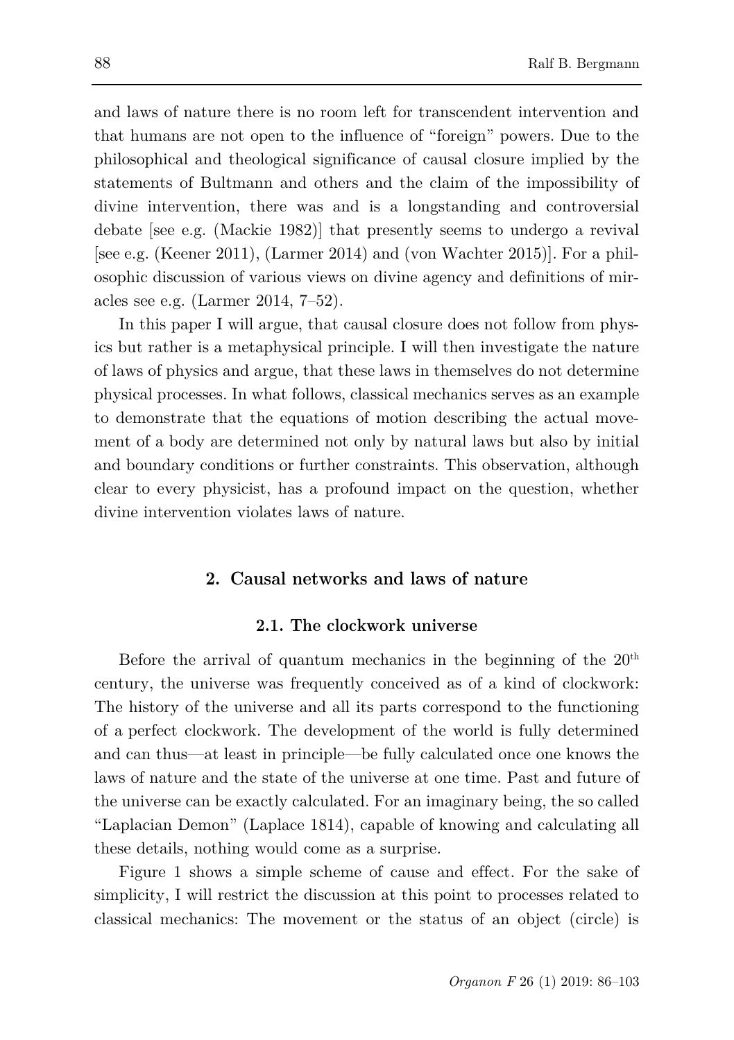and laws of nature there is no room left for transcendent intervention and that humans are not open to the influence of "foreign" powers. Due to the philosophical and theological significance of causal closure implied by the statements of Bultmann and others and the claim of the impossibility of divine intervention, there was and is a longstanding and controversial debate [see e.g. (Mackie 1982)] that presently seems to undergo a revival [see e.g. (Keener 2011), (Larmer 2014) and (von Wachter 2015)]. For a philosophic discussion of various views on divine agency and definitions of miracles see e.g. (Larmer 2014, 7–52).

In this paper I will argue, that causal closure does not follow from physics but rather is a metaphysical principle. I will then investigate the nature of laws of physics and argue, that these laws in themselves do not determine physical processes. In what follows, classical mechanics serves as an example to demonstrate that the equations of motion describing the actual movement of a body are determined not only by natural laws but also by initial and boundary conditions or further constraints. This observation, although clear to every physicist, has a profound impact on the question, whether divine intervention violates laws of nature.

## 2. Causal networks and laws of nature

### 2.1. The clockwork universe

Before the arrival of quantum mechanics in the beginning of the 20th century, the universe was frequently conceived as of a kind of clockwork: The history of the universe and all its parts correspond to the functioning of a perfect clockwork. The development of the world is fully determined and can thus—at least in principle—be fully calculated once one knows the laws of nature and the state of the universe at one time. Past and future of the universe can be exactly calculated. For an imaginary being, the so called "Laplacian Demon" (Laplace 1814), capable of knowing and calculating all these details, nothing would come as a surprise.

Figure 1 shows a simple scheme of cause and effect. For the sake of simplicity, I will restrict the discussion at this point to processes related to classical mechanics: The movement or the status of an object (circle) is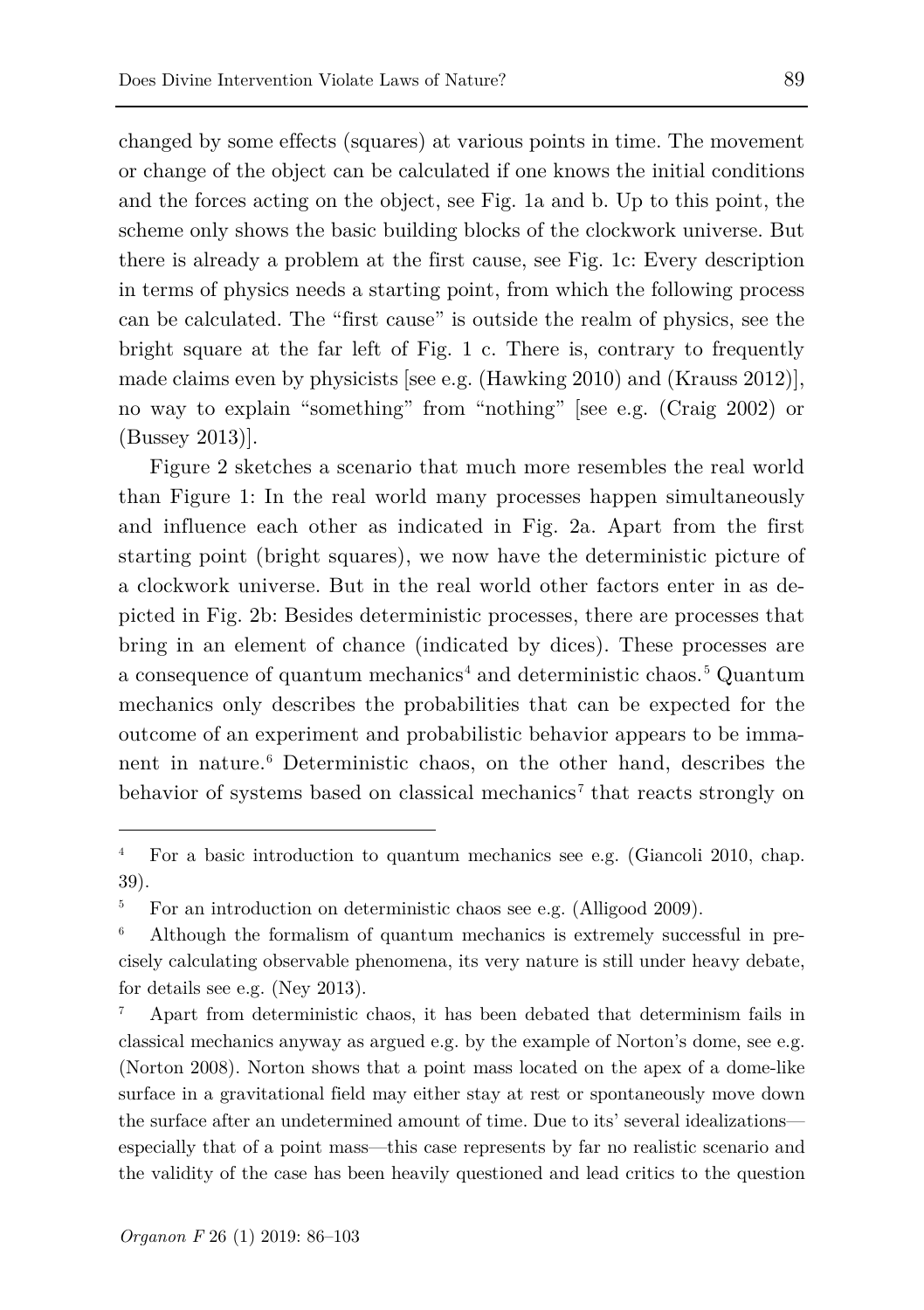changed by some effects (squares) at various points in time. The movement or change of the object can be calculated if one knows the initial conditions and the forces acting on the object, see Fig. 1a and b. Up to this point, the scheme only shows the basic building blocks of the clockwork universe. But there is already a problem at the first cause, see Fig. 1c: Every description in terms of physics needs a starting point, from which the following process can be calculated. The "first cause" is outside the realm of physics, see the bright square at the far left of Fig. 1 c. There is, contrary to frequently made claims even by physicists [see e.g. (Hawking 2010) and (Krauss 2012)], no way to explain "something" from "nothing" [see e.g. (Craig 2002) or (Bussey 2013)].

Figure 2 sketches a scenario that much more resembles the real world than Figure 1: In the real world many processes happen simultaneously and influence each other as indicated in Fig. 2a. Apart from the first starting point (bright squares), we now have the deterministic picture of a clockwork universe. But in the real world other factors enter in as depicted in Fig. 2b: Besides deterministic processes, there are processes that bring in an element of chance (indicated by dices). These processes are a consequence of quantum mechanics[4] and deterministic chaos.[5] Quantum mechanics only describes the probabilities that can be expected for the outcome of an experiment and probabilistic behavior appears to be immanent in nature.[6] Deterministic chaos, on the other hand, describes the behavior of systems based on classical mechanics[7] that reacts strongly on

---

[4] For a basic introduction to quantum mechanics see e.g. (Giancoli 2010, chap. 39).

[5] For an introduction on deterministic chaos see e.g. (Alligood 2009).

[6] Although the formalism of quantum mechanics is extremely successful in precisely calculating observable phenomena, its very nature is still under heavy debate, for details see e.g. (Ney 2013).

[7] Apart from deterministic chaos, it has been debated that determinism fails in classical mechanics anyway as argued e.g. by the example of Norton's dome, see e.g. (Norton 2008). Norton shows that a point mass located on the apex of a dome-like surface in a gravitational field may either stay at rest or spontaneously move down the surface after an undetermined amount of time. Due to its' several idealizations—especially that of a point mass—this case represents by far no realistic scenario and the validity of the case has been heavily questioned and lead critics to the question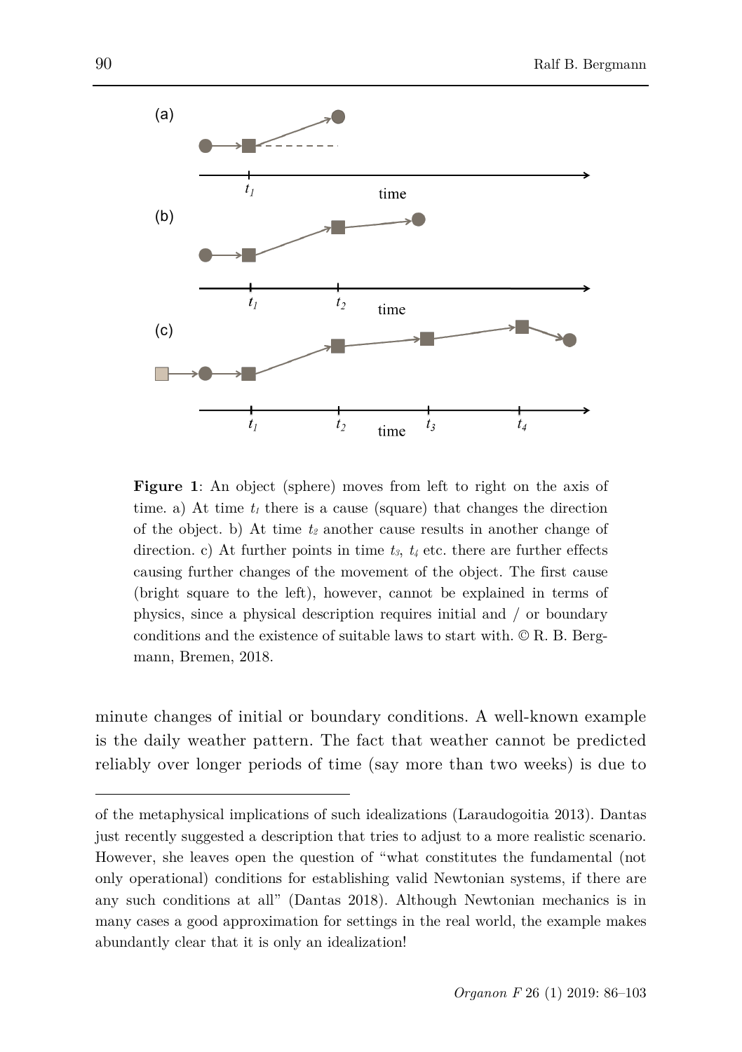**Figure 1**: An object (sphere) moves from left to right on the axis of time. a) At time $t_1$ there is a cause (square) that changes the direction of the object. b) At time $t_2$ another cause results in another change of direction. c) At further points in time $t_3$, $t_4$ etc. there are further effects causing further changes of the movement of the object. The first cause (bright square to the left), however, cannot be explained in terms of physics, since a physical description requires initial and / or boundary conditions and the existence of suitable laws to start with. © R. B. Bergmann, Bremen, 2018.

minute changes of initial or boundary conditions. A well-known example is the daily weather pattern. The fact that weather cannot be predicted reliably over longer periods of time (say more than two weeks) is due to

---

of the metaphysical implications of such idealizations (Laraudogoitia 2013). Dantas just recently suggested a description that tries to adjust to a more realistic scenario. However, she leaves open the question of "what constitutes the fundamental (not only operational) conditions for establishing valid Newtonian systems, if there are any such conditions at all" (Dantas 2018). Although Newtonian mechanics is in many cases a good approximation for settings in the real world, the example makes abundantly clear that it is only an idealization!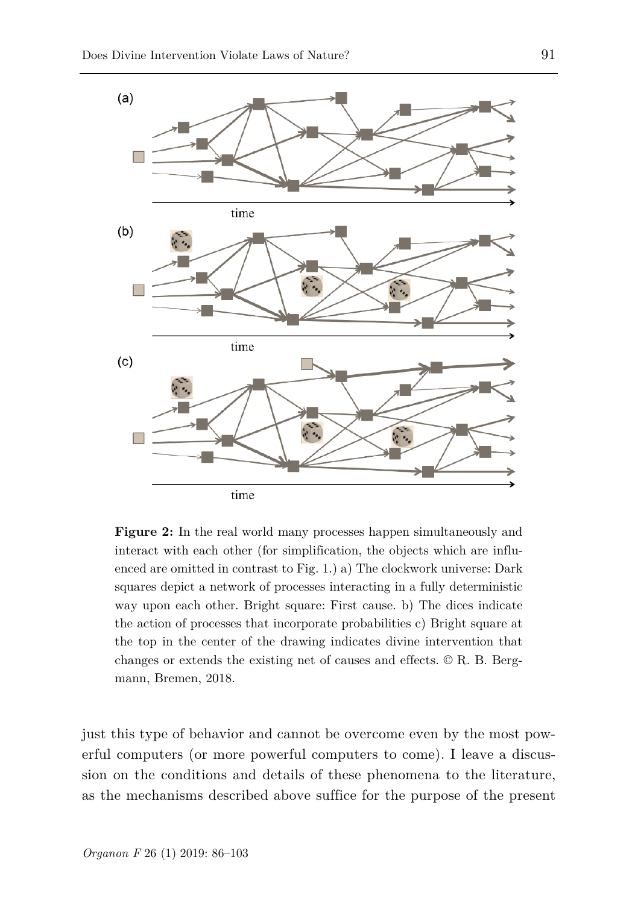**Figure 2:** In the real world many processes happen simultaneously and interact with each other (for simplification, the objects which are influenced are omitted in contrast to Fig. 1.) a) The clockwork universe: Dark squares depict a network of processes interacting in a fully deterministic way upon each other. Bright square: First cause. b) The dices indicate the action of processes that incorporate probabilities c) Bright square at the top in the center of the drawing indicates divine intervention that changes or extends the existing net of causes and effects. © R. B. Bergmann, Bremen, 2018.

just this type of behavior and cannot be overcome even by the most powerful computers (or more powerful computers to come). I leave a discussion on the conditions and details of these phenomena to the literature, as the mechanisms described above suffice for the purpose of the present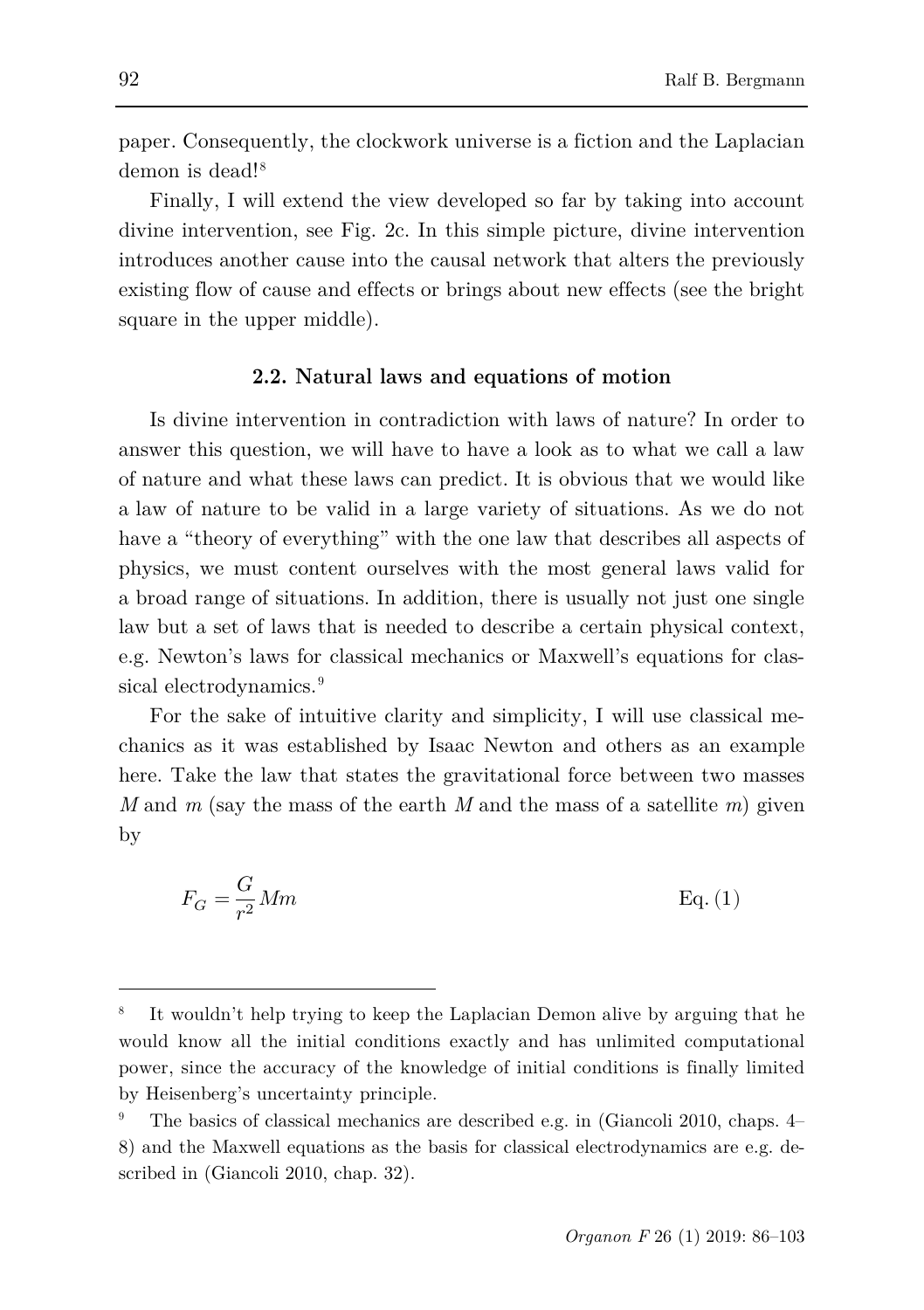paper. Consequently, the clockwork universe is a fiction and the Laplacian demon is dead![8]

Finally, I will extend the view developed so far by taking into account divine intervention, see Fig. 2c. In this simple picture, divine intervention introduces another cause into the causal network that alters the previously existing flow of cause and effects or brings about new effects (see the bright square in the upper middle).

### 2.2. Natural laws and equations of motion

Is divine intervention in contradiction with laws of nature? In order to answer this question, we will have to have a look as to what we call a law of nature and what these laws can predict. It is obvious that we would like a law of nature to be valid in a large variety of situations. As we do not have a "theory of everything" with the one law that describes all aspects of physics, we must content ourselves with the most general laws valid for a broad range of situations. In addition, there is usually not just one single law but a set of laws that is needed to describe a certain physical context, e.g. Newton's laws for classical mechanics or Maxwell's equations for classical electrodynamics.[9]

For the sake of intuitive clarity and simplicity, I will use classical mechanics as it was established by Isaac Newton and others as an example here. Take the law that states the gravitational force between two masses $M$ and $m$ (say the mass of the earth $M$ and the mass of a satellite $m$) given by

$$F_G = \frac{G}{r^2} Mm \qquad \text{Eq. (1)}$$

---

[8] It wouldn't help trying to keep the Laplacian Demon alive by arguing that he would know all the initial conditions exactly and has unlimited computational power, since the accuracy of the knowledge of initial conditions is finally limited by Heisenberg's uncertainty principle.

[9] The basics of classical mechanics are described e.g. in (Giancoli 2010, chaps. 4–8) and the Maxwell equations as the basis for classical electrodynamics are e.g. described in (Giancoli 2010, chap. 32).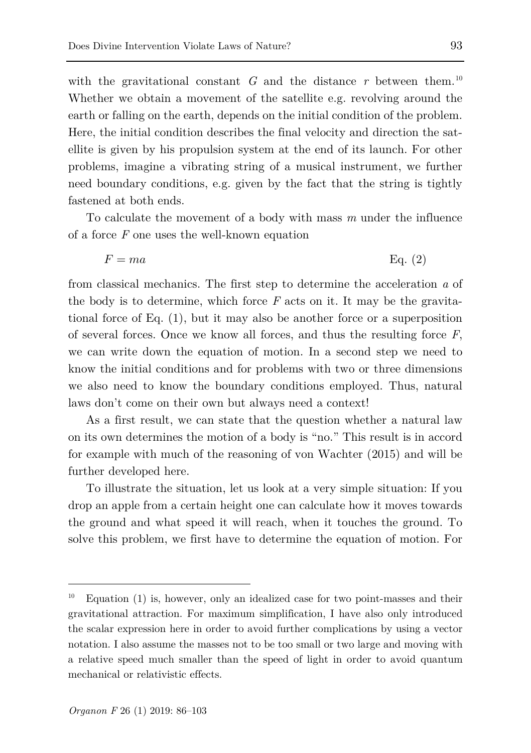with the gravitational constant $G$ and the distance $r$ between them.[10] Whether we obtain a movement of the satellite e.g. revolving around the earth or falling on the earth, depends on the initial condition of the problem. Here, the initial condition describes the final velocity and direction the satellite is given by his propulsion system at the end of its launch. For other problems, imagine a vibrating string of a musical instrument, we further need boundary conditions, e.g. given by the fact that the string is tightly fastened at both ends.

To calculate the movement of a body with mass $m$ under the influence of a force $F$ one uses the well-known equation

$$F = ma \qquad \text{Eq. (2)}$$

from classical mechanics. The first step to determine the acceleration $a$ of the body is to determine, which force $F$ acts on it. It may be the gravitational force of Eq. (1), but it may also be another force or a superposition of several forces. Once we know all forces, and thus the resulting force $F$, we can write down the equation of motion. In a second step we need to know the initial conditions and for problems with two or three dimensions we also need to know the boundary conditions employed. Thus, natural laws don't come on their own but always need a context!

As a first result, we can state that the question whether a natural law on its own determines the motion of a body is "no." This result is in accord for example with much of the reasoning of von Wachter (2015) and will be further developed here.

To illustrate the situation, let us look at a very simple situation: If you drop an apple from a certain height one can calculate how it moves towards the ground and what speed it will reach, when it touches the ground. To solve this problem, we first have to determine the equation of motion. For

---

[10] Equation (1) is, however, only an idealized case for two point-masses and their gravitational attraction. For maximum simplification, I have also only introduced the scalar expression here in order to avoid further complications by using a vector notation. I also assume the masses not to be too small or two large and moving with a relative speed much smaller than the speed of light in order to avoid quantum mechanical or relativistic effects.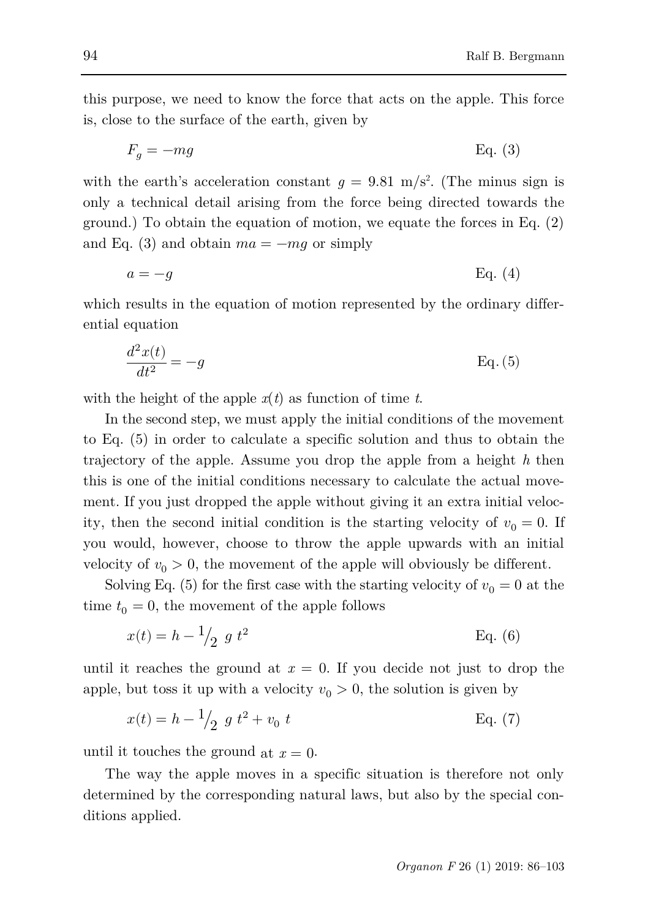this purpose, we need to know the force that acts on the apple. This force is, close to the surface of the earth, given by

$$F_g = -mg \qquad \text{Eq. (3)}$$

with the earth's acceleration constant $g = 9.81$ m/s$^2$. (The minus sign is only a technical detail arising from the force being directed towards the ground.) To obtain the equation of motion, we equate the forces in Eq. (2) and Eq. (3) and obtain $ma = -mg$ or simply

$$a = -g \qquad \text{Eq. (4)}$$

which results in the equation of motion represented by the ordinary differential equation

$$\frac{d^2x(t)}{dt^2} = -g \qquad \text{Eq. (5)}$$

with the height of the apple $x(t)$ as function of time $t$.

In the second step, we must apply the initial conditions of the movement to Eq. (5) in order to calculate a specific solution and thus to obtain the trajectory of the apple. Assume you drop the apple from a height $h$ then this is one of the initial conditions necessary to calculate the actual movement. If you just dropped the apple without giving it an extra initial velocity, then the second initial condition is the starting velocity of $v_0 = 0$. If you would, however, choose to throw the apple upwards with an initial velocity of $v_0 > 0$, the movement of the apple will obviously be different.

Solving Eq. (5) for the first case with the starting velocity of $v_0 = 0$ at the time $t_0 = 0$, the movement of the apple follows

$$x(t) = h - {}^{1}\!/_{2}\ g\ t^2 \qquad \text{Eq. (6)}$$

until it reaches the ground at $x = 0$. If you decide not just to drop the apple, but toss it up with a velocity $v_0 > 0$, the solution is given by

$$x(t) = h - {}^{1}\!/_{2}\ g\ t^2 + v_0\ t \qquad \text{Eq. (7)}$$

until it touches the ground at $x = 0$.

The way the apple moves in a specific situation is therefore not only determined by the corresponding natural laws, but also by the special conditions applied.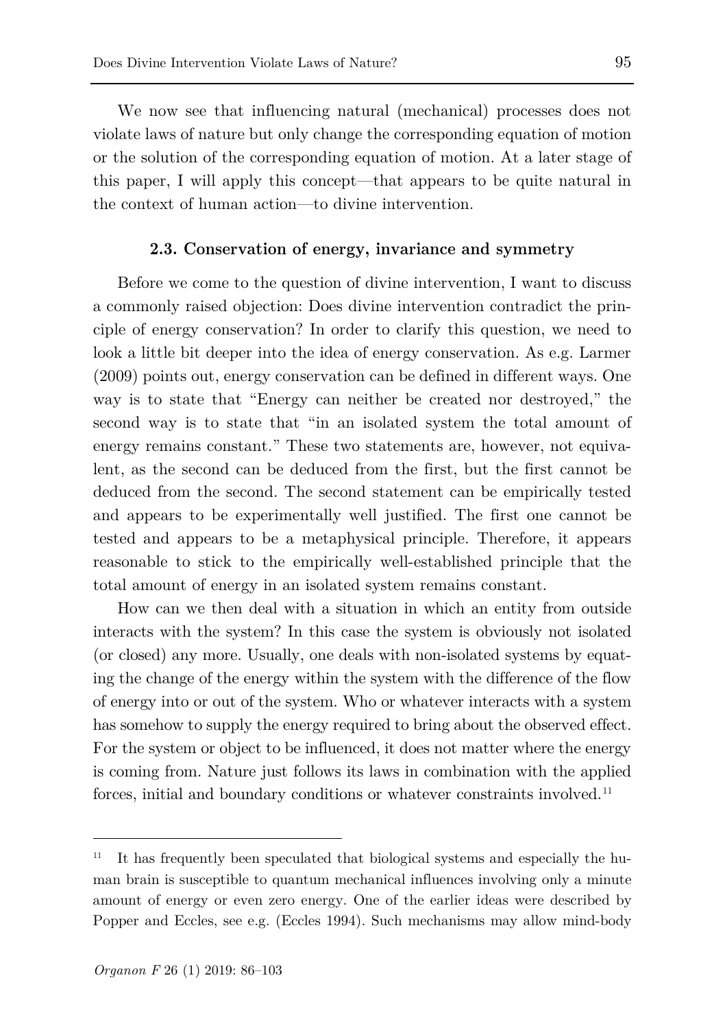We now see that influencing natural (mechanical) processes does not violate laws of nature but only change the corresponding equation of motion or the solution of the corresponding equation of motion. At a later stage of this paper, I will apply this concept—that appears to be quite natural in the context of human action—to divine intervention.

### 2.3. Conservation of energy, invariance and symmetry

Before we come to the question of divine intervention, I want to discuss a commonly raised objection: Does divine intervention contradict the principle of energy conservation? In order to clarify this question, we need to look a little bit deeper into the idea of energy conservation. As e.g. Larmer (2009) points out, energy conservation can be defined in different ways. One way is to state that "Energy can neither be created nor destroyed," the second way is to state that "in an isolated system the total amount of energy remains constant." These two statements are, however, not equivalent, as the second can be deduced from the first, but the first cannot be deduced from the second. The second statement can be empirically tested and appears to be experimentally well justified. The first one cannot be tested and appears to be a metaphysical principle. Therefore, it appears reasonable to stick to the empirically well-established principle that the total amount of energy in an isolated system remains constant.

How can we then deal with a situation in which an entity from outside interacts with the system? In this case the system is obviously not isolated (or closed) any more. Usually, one deals with non-isolated systems by equating the change of the energy within the system with the difference of the flow of energy into or out of the system. Who or whatever interacts with a system has somehow to supply the energy required to bring about the observed effect. For the system or object to be influenced, it does not matter where the energy is coming from. Nature just follows its laws in combination with the applied forces, initial and boundary conditions or whatever constraints involved.[11]

---

[11] It has frequently been speculated that biological systems and especially the human brain is susceptible to quantum mechanical influences involving only a minute amount of energy or even zero energy. One of the earlier ideas were described by Popper and Eccles, see e.g. (Eccles 1994). Such mechanisms may allow mind-body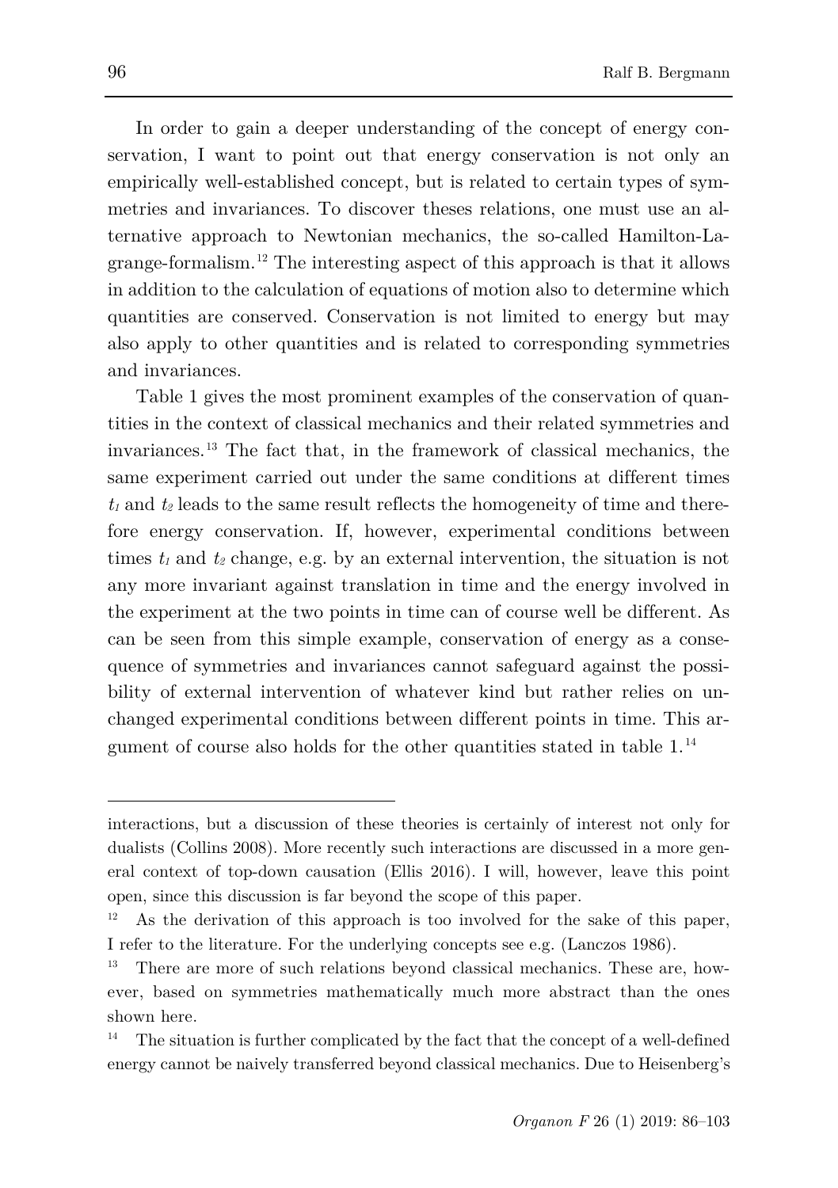In order to gain a deeper understanding of the concept of energy conservation, I want to point out that energy conservation is not only an empirically well-established concept, but is related to certain types of symmetries and invariances. To discover theses relations, one must use an alternative approach to Newtonian mechanics, the so-called Hamilton-Lagrange-formalism.[12] The interesting aspect of this approach is that it allows in addition to the calculation of equations of motion also to determine which quantities are conserved. Conservation is not limited to energy but may also apply to other quantities and is related to corresponding symmetries and invariances.

Table 1 gives the most prominent examples of the conservation of quantities in the context of classical mechanics and their related symmetries and invariances.[13] The fact that, in the framework of classical mechanics, the same experiment carried out under the same conditions at different times $t_1$ and $t_2$ leads to the same result reflects the homogeneity of time and therefore energy conservation. If, however, experimental conditions between times $t_1$ and $t_2$ change, e.g. by an external intervention, the situation is not any more invariant against translation in time and the energy involved in the experiment at the two points in time can of course well be different. As can be seen from this simple example, conservation of energy as a consequence of symmetries and invariances cannot safeguard against the possibility of external intervention of whatever kind but rather relies on unchanged experimental conditions between different points in time. This argument of course also holds for the other quantities stated in table 1.[14]

---

interactions, but a discussion of these theories is certainly of interest not only for dualists (Collins 2008). More recently such interactions are discussed in a more general context of top-down causation (Ellis 2016). I will, however, leave this point open, since this discussion is far beyond the scope of this paper.

[12] As the derivation of this approach is too involved for the sake of this paper, I refer to the literature. For the underlying concepts see e.g. (Lanczos 1986).

[13] There are more of such relations beyond classical mechanics. These are, however, based on symmetries mathematically much more abstract than the ones shown here.

[14] The situation is further complicated by the fact that the concept of a well-defined energy cannot be naively transferred beyond classical mechanics. Due to Heisenberg's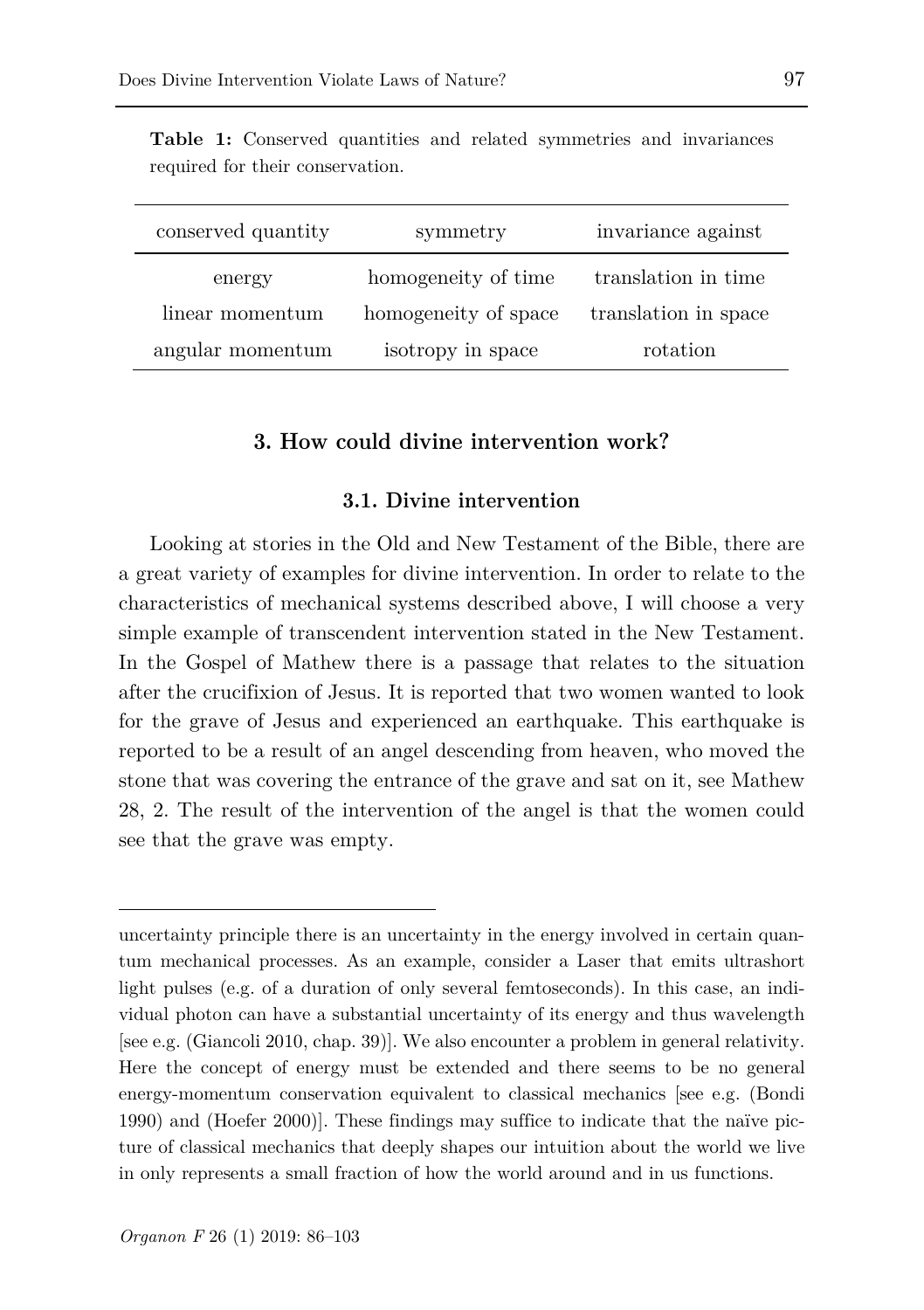**Table 1:** Conserved quantities and related symmetries and invariances required for their conservation.

| conserved quantity | symmetry | invariance against |
|---|---|---|
| energy | homogeneity of time | translation in time |
| linear momentum | homogeneity of space | translation in space |
| angular momentum | isotropy in space | rotation |

## 3. How could divine intervention work?

### 3.1. Divine intervention

Looking at stories in the Old and New Testament of the Bible, there are a great variety of examples for divine intervention. In order to relate to the characteristics of mechanical systems described above, I will choose a very simple example of transcendent intervention stated in the New Testament. In the Gospel of Mathew there is a passage that relates to the situation after the crucifixion of Jesus. It is reported that two women wanted to look for the grave of Jesus and experienced an earthquake. This earthquake is reported to be a result of an angel descending from heaven, who moved the stone that was covering the entrance of the grave and sat on it, see Mathew 28, 2. The result of the intervention of the angel is that the women could see that the grave was empty.

---

uncertainty principle there is an uncertainty in the energy involved in certain quantum mechanical processes. As an example, consider a Laser that emits ultrashort light pulses (e.g. of a duration of only several femtoseconds). In this case, an individual photon can have a substantial uncertainty of its energy and thus wavelength [see e.g. (Giancoli 2010, chap. 39)]. We also encounter a problem in general relativity. Here the concept of energy must be extended and there seems to be no general energy-momentum conservation equivalent to classical mechanics [see e.g. (Bondi 1990) and (Hoefer 2000)]. These findings may suffice to indicate that the naïve picture of classical mechanics that deeply shapes our intuition about the world we live in only represents a small fraction of how the world around and in us functions.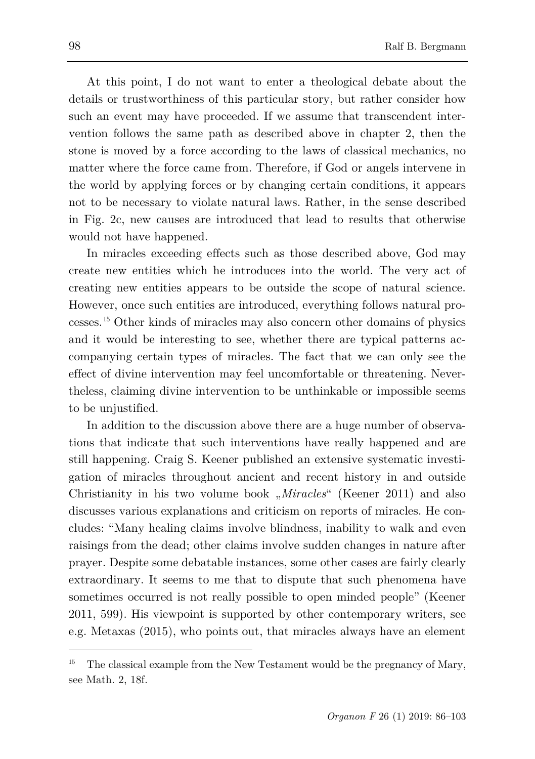At this point, I do not want to enter a theological debate about the details or trustworthiness of this particular story, but rather consider how such an event may have proceeded. If we assume that transcendent intervention follows the same path as described above in chapter 2, then the stone is moved by a force according to the laws of classical mechanics, no matter where the force came from. Therefore, if God or angels intervene in the world by applying forces or by changing certain conditions, it appears not to be necessary to violate natural laws. Rather, in the sense described in Fig. 2c, new causes are introduced that lead to results that otherwise would not have happened.

In miracles exceeding effects such as those described above, God may create new entities which he introduces into the world. The very act of creating new entities appears to be outside the scope of natural science. However, once such entities are introduced, everything follows natural processes.[15] Other kinds of miracles may also concern other domains of physics and it would be interesting to see, whether there are typical patterns accompanying certain types of miracles. The fact that we can only see the effect of divine intervention may feel uncomfortable or threatening. Nevertheless, claiming divine intervention to be unthinkable or impossible seems to be unjustified.

In addition to the discussion above there are a huge number of observations that indicate that such interventions have really happened and are still happening. Craig S. Keener published an extensive systematic investigation of miracles throughout ancient and recent history in and outside Christianity in his two volume book „*Miracles*" (Keener 2011) and also discusses various explanations and criticism on reports of miracles. He concludes: "Many healing claims involve blindness, inability to walk and even raisings from the dead; other claims involve sudden changes in nature after prayer. Despite some debatable instances, some other cases are fairly clearly extraordinary. It seems to me that to dispute that such phenomena have sometimes occurred is not really possible to open minded people" (Keener 2011, 599). His viewpoint is supported by other contemporary writers, see e.g. Metaxas (2015), who points out, that miracles always have an element

---

[15] The classical example from the New Testament would be the pregnancy of Mary, see Math. 2, 18f.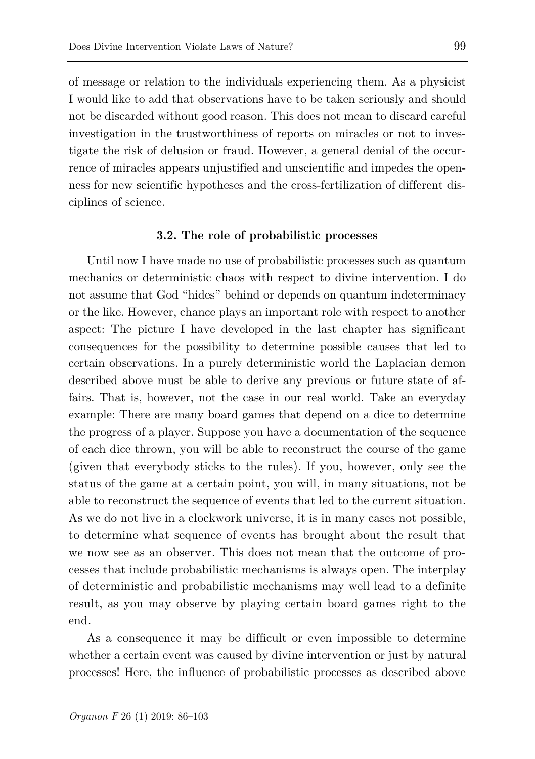of message or relation to the individuals experiencing them. As a physicist I would like to add that observations have to be taken seriously and should not be discarded without good reason. This does not mean to discard careful investigation in the trustworthiness of reports on miracles or not to investigate the risk of delusion or fraud. However, a general denial of the occurrence of miracles appears unjustified and unscientific and impedes the openness for new scientific hypotheses and the cross-fertilization of different disciplines of science.

### 3.2. The role of probabilistic processes

Until now I have made no use of probabilistic processes such as quantum mechanics or deterministic chaos with respect to divine intervention. I do not assume that God "hides" behind or depends on quantum indeterminacy or the like. However, chance plays an important role with respect to another aspect: The picture I have developed in the last chapter has significant consequences for the possibility to determine possible causes that led to certain observations. In a purely deterministic world the Laplacian demon described above must be able to derive any previous or future state of affairs. That is, however, not the case in our real world. Take an everyday example: There are many board games that depend on a dice to determine the progress of a player. Suppose you have a documentation of the sequence of each dice thrown, you will be able to reconstruct the course of the game (given that everybody sticks to the rules). If you, however, only see the status of the game at a certain point, you will, in many situations, not be able to reconstruct the sequence of events that led to the current situation. As we do not live in a clockwork universe, it is in many cases not possible, to determine what sequence of events has brought about the result that we now see as an observer. This does not mean that the outcome of processes that include probabilistic mechanisms is always open. The interplay of deterministic and probabilistic mechanisms may well lead to a definite result, as you may observe by playing certain board games right to the end.

As a consequence it may be difficult or even impossible to determine whether a certain event was caused by divine intervention or just by natural processes! Here, the influence of probabilistic processes as described above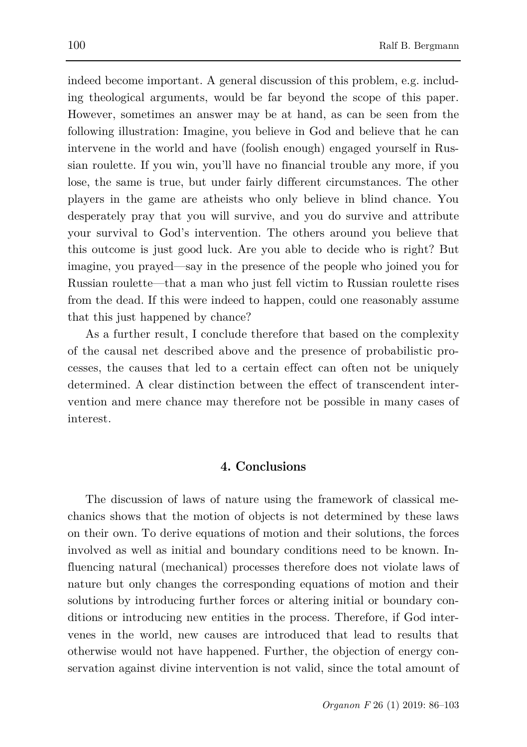indeed become important. A general discussion of this problem, e.g. including theological arguments, would be far beyond the scope of this paper. However, sometimes an answer may be at hand, as can be seen from the following illustration: Imagine, you believe in God and believe that he can intervene in the world and have (foolish enough) engaged yourself in Russian roulette. If you win, you'll have no financial trouble any more, if you lose, the same is true, but under fairly different circumstances. The other players in the game are atheists who only believe in blind chance. You desperately pray that you will survive, and you do survive and attribute your survival to God's intervention. The others around you believe that this outcome is just good luck. Are you able to decide who is right? But imagine, you prayed—say in the presence of the people who joined you for Russian roulette—that a man who just fell victim to Russian roulette rises from the dead. If this were indeed to happen, could one reasonably assume that this just happened by chance?

As a further result, I conclude therefore that based on the complexity of the causal net described above and the presence of probabilistic processes, the causes that led to a certain effect can often not be uniquely determined. A clear distinction between the effect of transcendent intervention and mere chance may therefore not be possible in many cases of interest.

## 4. Conclusions

The discussion of laws of nature using the framework of classical mechanics shows that the motion of objects is not determined by these laws on their own. To derive equations of motion and their solutions, the forces involved as well as initial and boundary conditions need to be known. Influencing natural (mechanical) processes therefore does not violate laws of nature but only changes the corresponding equations of motion and their solutions by introducing further forces or altering initial or boundary conditions or introducing new entities in the process. Therefore, if God intervenes in the world, new causes are introduced that lead to results that otherwise would not have happened. Further, the objection of energy conservation against divine intervention is not valid, since the total amount of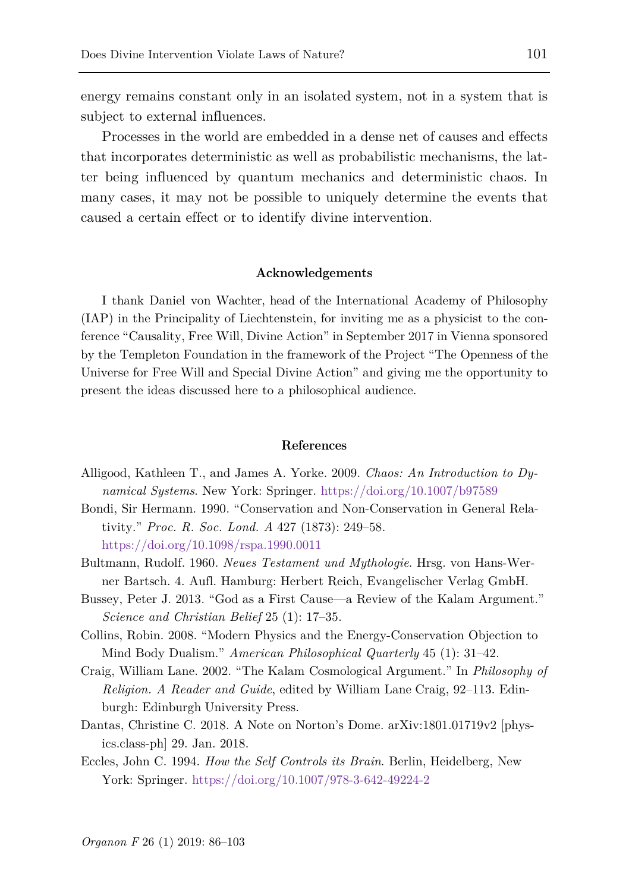energy remains constant only in an isolated system, not in a system that is subject to external influences.

Processes in the world are embedded in a dense net of causes and effects that incorporates deterministic as well as probabilistic mechanisms, the latter being influenced by quantum mechanics and deterministic chaos. In many cases, it may not be possible to uniquely determine the events that caused a certain effect or to identify divine intervention.

## Acknowledgements

I thank Daniel von Wachter, head of the International Academy of Philosophy (IAP) in the Principality of Liechtenstein, for inviting me as a physicist to the conference "Causality, Free Will, Divine Action" in September 2017 in Vienna sponsored by the Templeton Foundation in the framework of the Project "The Openness of the Universe for Free Will and Special Divine Action" and giving me the opportunity to present the ideas discussed here to a philosophical audience.

## References

Alligood, Kathleen T., and James A. Yorke. 2009. *Chaos: An Introduction to Dynamical Systems*. New York: Springer. https://doi.org/10.1007/b97589

Bondi, Sir Hermann. 1990. "Conservation and Non-Conservation in General Relativity." *Proc. R. Soc. Lond. A* 427 (1873): 249–58. https://doi.org/10.1098/rspa.1990.0011

Bultmann, Rudolf. 1960. *Neues Testament und Mythologie*. Hrsg. von Hans-Werner Bartsch. 4. Aufl. Hamburg: Herbert Reich, Evangelischer Verlag GmbH.

Bussey, Peter J. 2013. "God as a First Cause—a Review of the Kalam Argument." *Science and Christian Belief* 25 (1): 17–35.

Collins, Robin. 2008. "Modern Physics and the Energy-Conservation Objection to Mind Body Dualism." *American Philosophical Quarterly* 45 (1): 31–42.

Craig, William Lane. 2002. "The Kalam Cosmological Argument." In *Philosophy of Religion. A Reader and Guide*, edited by William Lane Craig, 92–113. Edinburgh: Edinburgh University Press.

Dantas, Christine C. 2018. A Note on Norton's Dome. arXiv:1801.01719v2 [physics.class-ph] 29. Jan. 2018.

Eccles, John C. 1994. *How the Self Controls its Brain*. Berlin, Heidelberg, New York: Springer. https://doi.org/10.1007/978-3-642-49224-2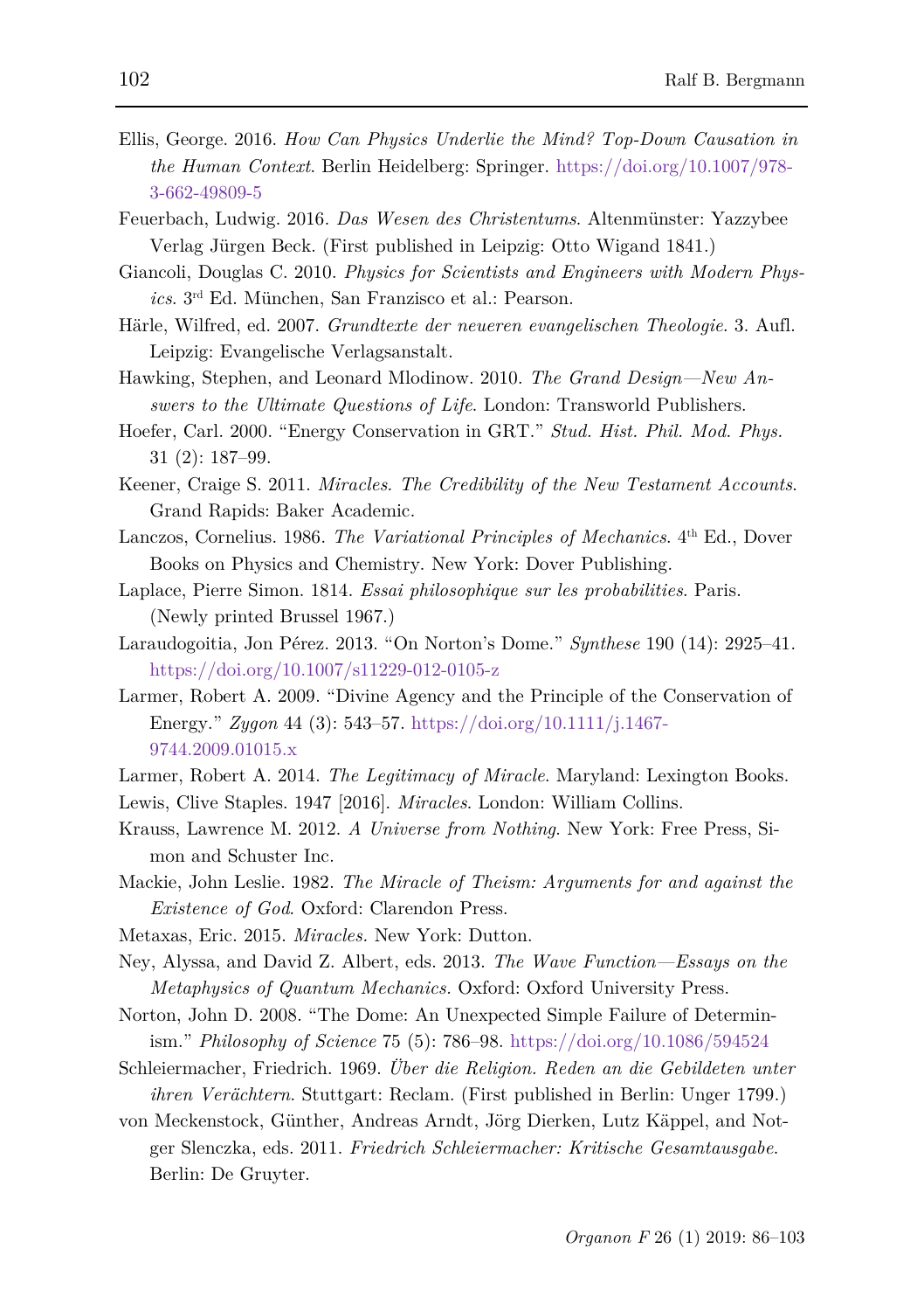Ellis, George. 2016. *How Can Physics Underlie the Mind? Top-Down Causation in the Human Context*. Berlin Heidelberg: Springer. https://doi.org/10.1007/978-3-662-49809-5

Feuerbach, Ludwig. 2016. *Das Wesen des Christentums*. Altenmünster: Yazzybee Verlag Jürgen Beck. (First published in Leipzig: Otto Wigand 1841.)

Giancoli, Douglas C. 2010. *Physics for Scientists and Engineers with Modern Physics*. 3rd Ed. München, San Franzisco et al.: Pearson.

Härle, Wilfred, ed. 2007. *Grundtexte der neueren evangelischen Theologie*. 3. Aufl. Leipzig: Evangelische Verlagsanstalt.

Hawking, Stephen, and Leonard Mlodinow. 2010. *The Grand Design—New Answers to the Ultimate Questions of Life*. London: Transworld Publishers.

Hoefer, Carl. 2000. "Energy Conservation in GRT." *Stud. Hist. Phil. Mod. Phys.* 31 (2): 187–99.

Keener, Craige S. 2011. *Miracles. The Credibility of the New Testament Accounts*. Grand Rapids: Baker Academic.

Lanczos, Cornelius. 1986. *The Variational Principles of Mechanics*. 4th Ed., Dover Books on Physics and Chemistry. New York: Dover Publishing.

Laplace, Pierre Simon. 1814. *Essai philosophique sur les probabilities*. Paris. (Newly printed Brussel 1967.)

Laraudogoitia, Jon Pérez. 2013. "On Norton's Dome." *Synthese* 190 (14): 2925–41. https://doi.org/10.1007/s11229-012-0105-z

Larmer, Robert A. 2009. "Divine Agency and the Principle of the Conservation of Energy." *Zygon* 44 (3): 543–57. https://doi.org/10.1111/j.1467-9744.2009.01015.x

Larmer, Robert A. 2014. *The Legitimacy of Miracle*. Maryland: Lexington Books.

Lewis, Clive Staples. 1947 [2016]. *Miracles*. London: William Collins.

Krauss, Lawrence M. 2012. *A Universe from Nothing*. New York: Free Press, Simon and Schuster Inc.

Mackie, John Leslie. 1982. *The Miracle of Theism: Arguments for and against the Existence of God*. Oxford: Clarendon Press.

Metaxas, Eric. 2015. *Miracles*. New York: Dutton.

Ney, Alyssa, and David Z. Albert, eds. 2013. *The Wave Function—Essays on the Metaphysics of Quantum Mechanics.* Oxford: Oxford University Press.

Norton, John D. 2008. "The Dome: An Unexpected Simple Failure of Determinism." *Philosophy of Science* 75 (5): 786–98. https://doi.org/10.1086/594524

Schleiermacher, Friedrich. 1969. *Über die Religion. Reden an die Gebildeten unter ihren Verächtern*. Stuttgart: Reclam. (First published in Berlin: Unger 1799.)

von Meckenstock, Günther, Andreas Arndt, Jörg Dierken, Lutz Käppel, and Notger Slenczka, eds. 2011. *Friedrich Schleiermacher: Kritische Gesamtausgabe*. Berlin: De Gruyter.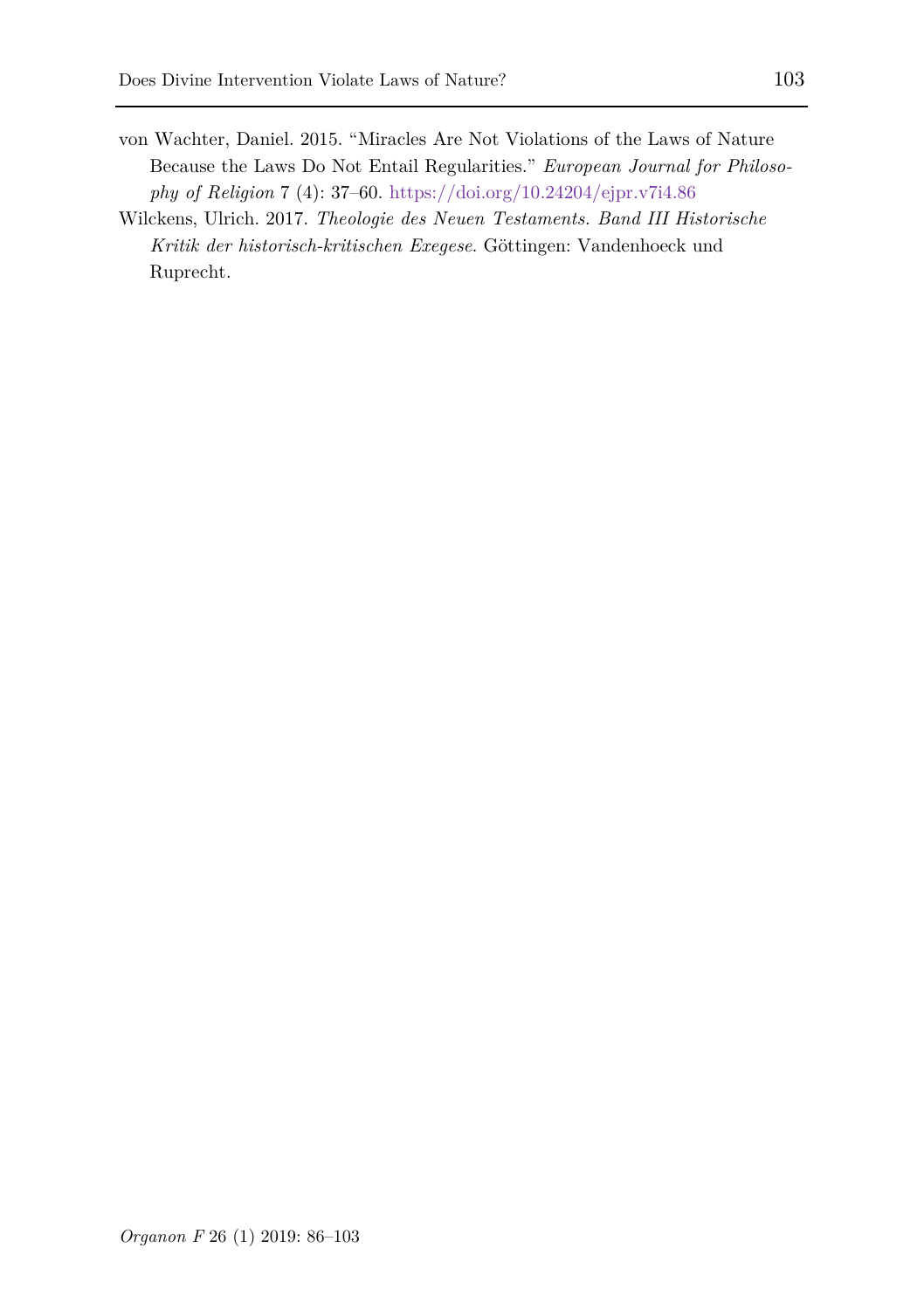von Wachter, Daniel. 2015. "Miracles Are Not Violations of the Laws of Nature Because the Laws Do Not Entail Regularities." *European Journal for Philosophy of Religion* 7 (4): 37–60. https://doi.org/10.24204/ejpr.v7i4.86

Wilckens, Ulrich. 2017. *Theologie des Neuen Testaments. Band III Historische Kritik der historisch-kritischen Exegese*. Göttingen: Vandenhoeck und Ruprecht.